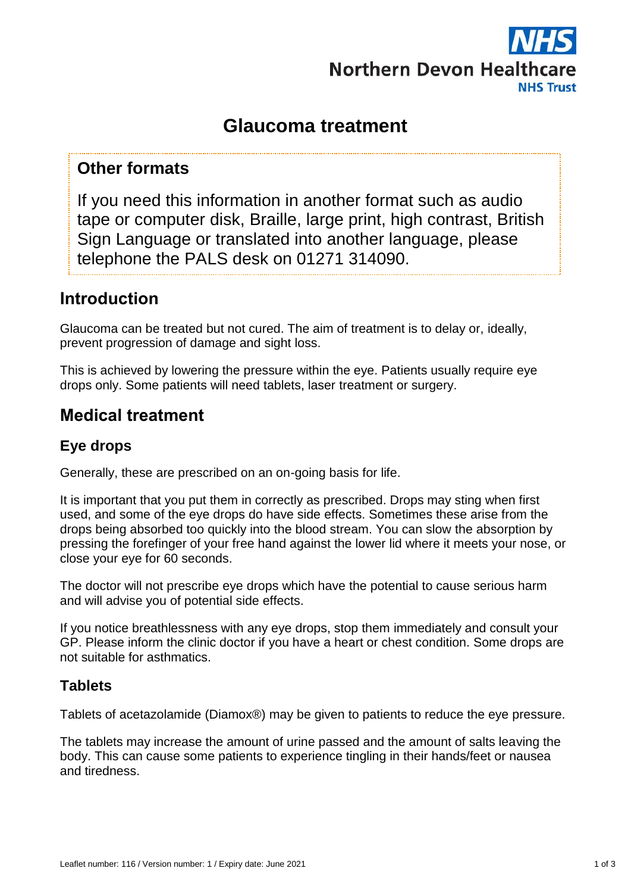Northern Devon Healthcare NHS Trust

# Glaucoma treatment

### Other formats

If you need this information in another format such as audio tape or computer disk, Braille, large print, high contrast, British Sign Language or translated into another language, please telephone the PALS desk on 01271 314090.

## Introduction

Glaucoma can be treated but not cured. The aim of treatment is to delay or, ideally, prevent progression of damage and sight loss.

This is achieved by lowering the pressure within the eye. Patients usually require eye drops only. Some patients will need tablets, laser treatment or surgery.

## Medical treatment

### Eye drops

Generally, these are prescribed on an on-going basis for life.

It is important that you put them in correctly as prescribed. Drops may sting when first used, and some of the eye drops do have side effects. Sometimes these arise from the drops being absorbed too quickly into the blood stream. You can slow the absorption by pressing the forefinger of your free hand against the lower lid where it meets your nose, or close your eye for 60 seconds.

The doctor will not prescribe eye drops which have the potential to cause serious harm and will advise you of potential side effects.

If you notice breathlessness with any eye drops, stop them immediately and consult your GP. Please inform the clinic doctor if you have a heart or chest condition. Some drops are not suitable for asthmatics.

### Tablets

Tablets of acetazolamide (Diamox®) may be given to patients to reduce the eye pressure.

The tablets may increase the amount of urine passed and the amount of salts leaving the body. This can cause some patients to experience tingling in their hands/feet or nausea and tiredness.

Leaflet number: 116 / Version number: 1 / Expiry date: June 2021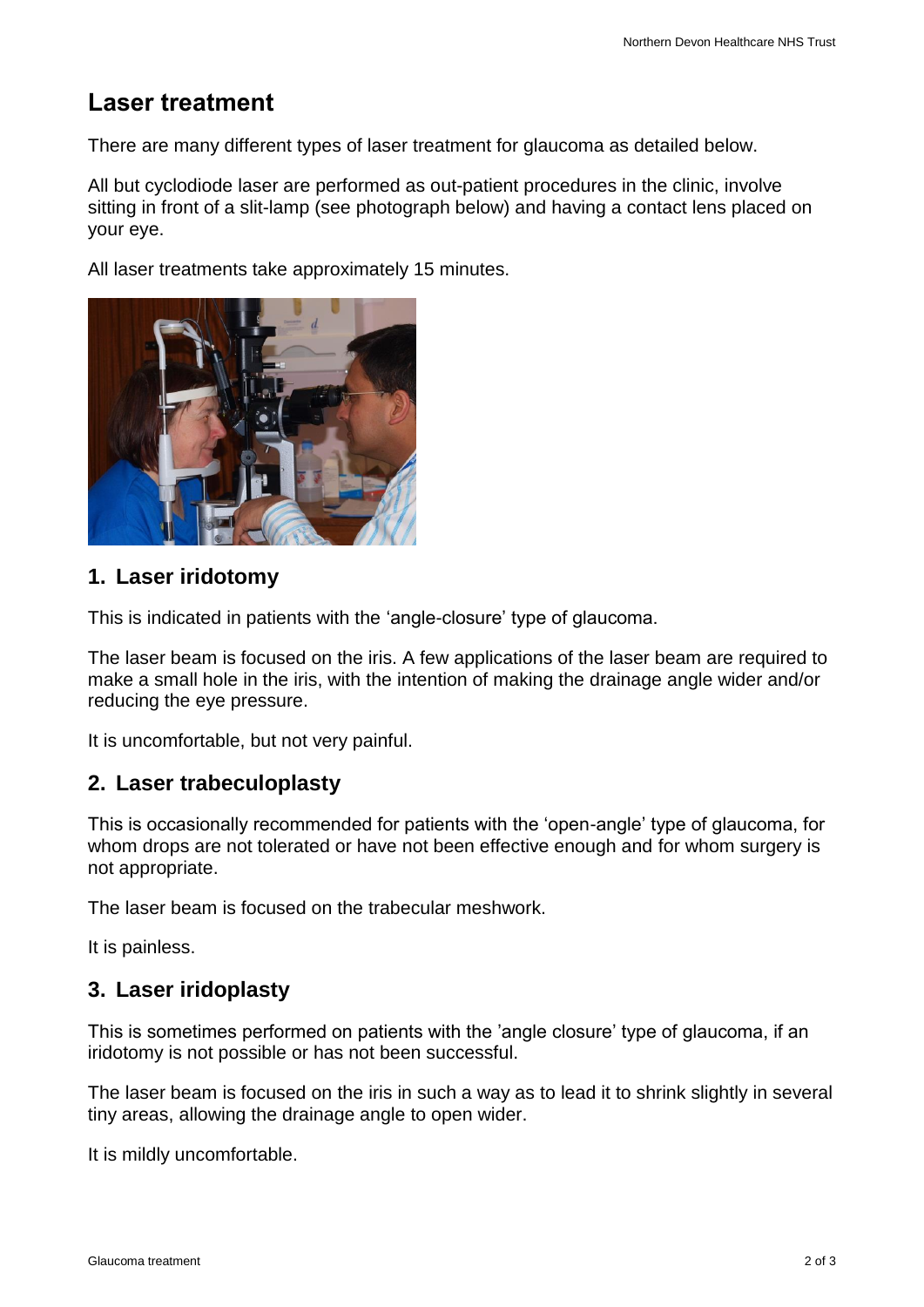## Laser treatment

There are many different types of laser treatment for glaucoma as detailed below.

All but cyclodiode laser are performed as out-patient procedures in the clinic, involve sitting in front of a slit-lamp (see photograph below) and having a contact lens placed on your eye.

All laser treatments take approximately 15 minutes.

### 1. Laser iridotomy

This is indicated in patients with the 'angle-closure' type of glaucoma.

The laser beam is focused on the iris. A few applications of the laser beam are required to make a small hole in the iris, with the intention of making the drainage angle wider and/or reducing the eye pressure.

It is uncomfortable, but not very painful.

### 2. Laser trabeculoplasty

This is occasionally recommended for patients with the 'open-angle' type of glaucoma, for whom drops are not tolerated or have not been effective enough and for whom surgery is not appropriate.

The laser beam is focused on the trabecular meshwork.

It is painless.

### 3. Laser iridoplasty

This is sometimes performed on patients with the 'angle closure' type of glaucoma, if an iridotomy is not possible or has not been successful.

The laser beam is focused on the iris in such a way as to lead it to shrink slightly in several tiny areas, allowing the drainage angle to open wider.

It is mildly uncomfortable.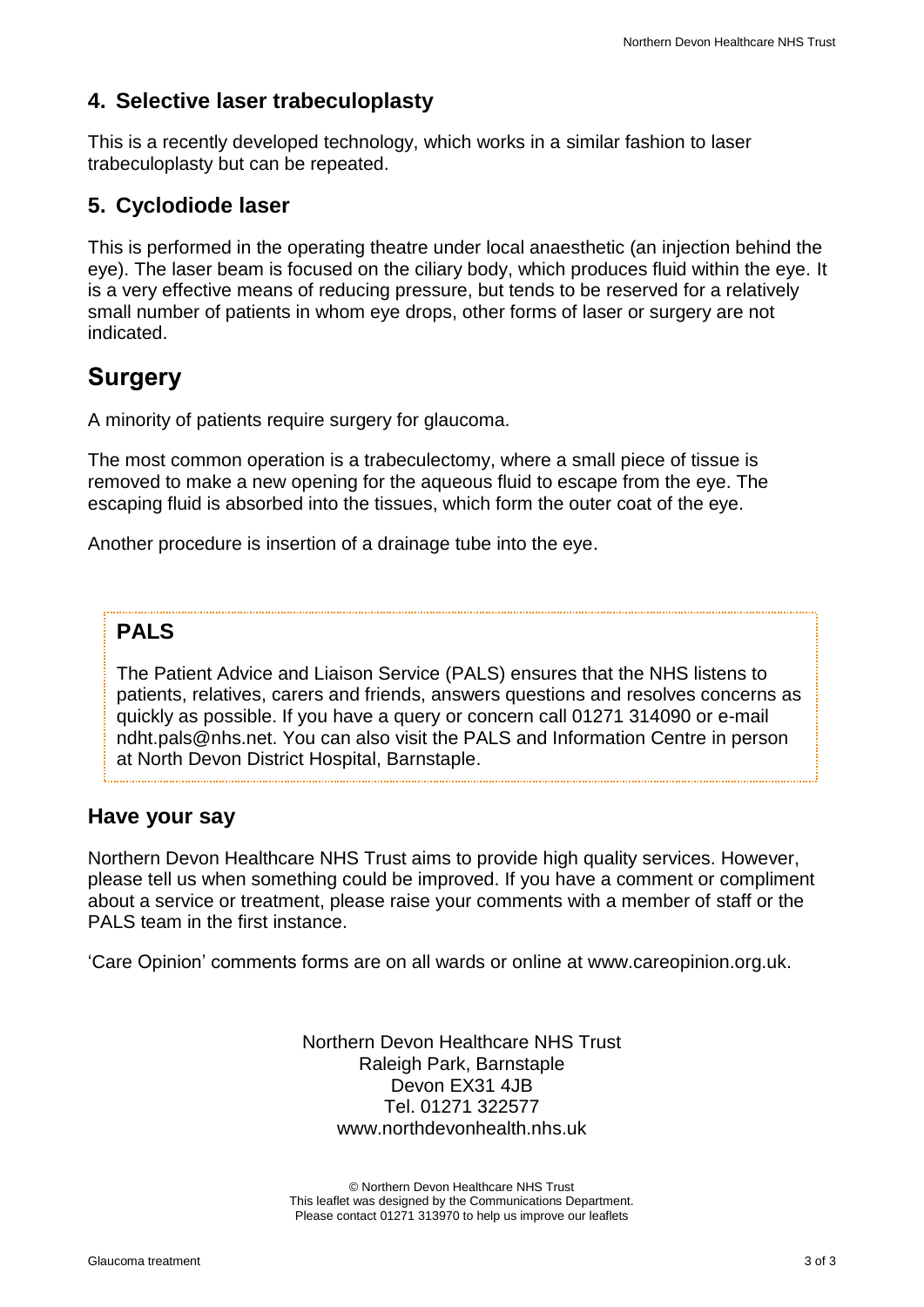### 4. Selective laser trabeculoplasty

This is a recently developed technology, which works in a similar fashion to laser trabeculoplasty but can be repeated.

### 5. Cyclodiode laser

This is performed in the operating theatre under local anaesthetic (an injection behind the eye). The laser beam is focused on the ciliary body, which produces fluid within the eye. It is a very effective means of reducing pressure, but tends to be reserved for a relatively small number of patients in whom eye drops, other forms of laser or surgery are not indicated.

## Surgery

A minority of patients require surgery for glaucoma.

The most common operation is a trabeculectomy, where a small piece of tissue is removed to make a new opening for the aqueous fluid to escape from the eye. The escaping fluid is absorbed into the tissues, which form the outer coat of the eye.

Another procedure is insertion of a drainage tube into the eye.

### PALS

The Patient Advice and Liaison Service (PALS) ensures that the NHS listens to patients, relatives, carers and friends, answers questions and resolves concerns as quickly as possible. If you have a query or concern call 01271 314090 or e-mail ndht.pals@nhs.net. You can also visit the PALS and Information Centre in person at North Devon District Hospital, Barnstaple.

### Have your say

Northern Devon Healthcare NHS Trust aims to provide high quality services. However, please tell us when something could be improved. If you have a comment or compliment about a service or treatment, please raise your comments with a member of staff or the PALS team in the first instance.

'Care Opinion' comments forms are on all wards or online at www.careopinion.org.uk.

Northern Devon Healthcare NHS Trust
Raleigh Park, Barnstaple
Devon EX31 4JB
Tel. 01271 322577
www.northdevonhealth.nhs.uk

© Northern Devon Healthcare NHS Trust
This leaflet was designed by the Communications Department.
Please contact 01271 313970 to help us improve our leaflets